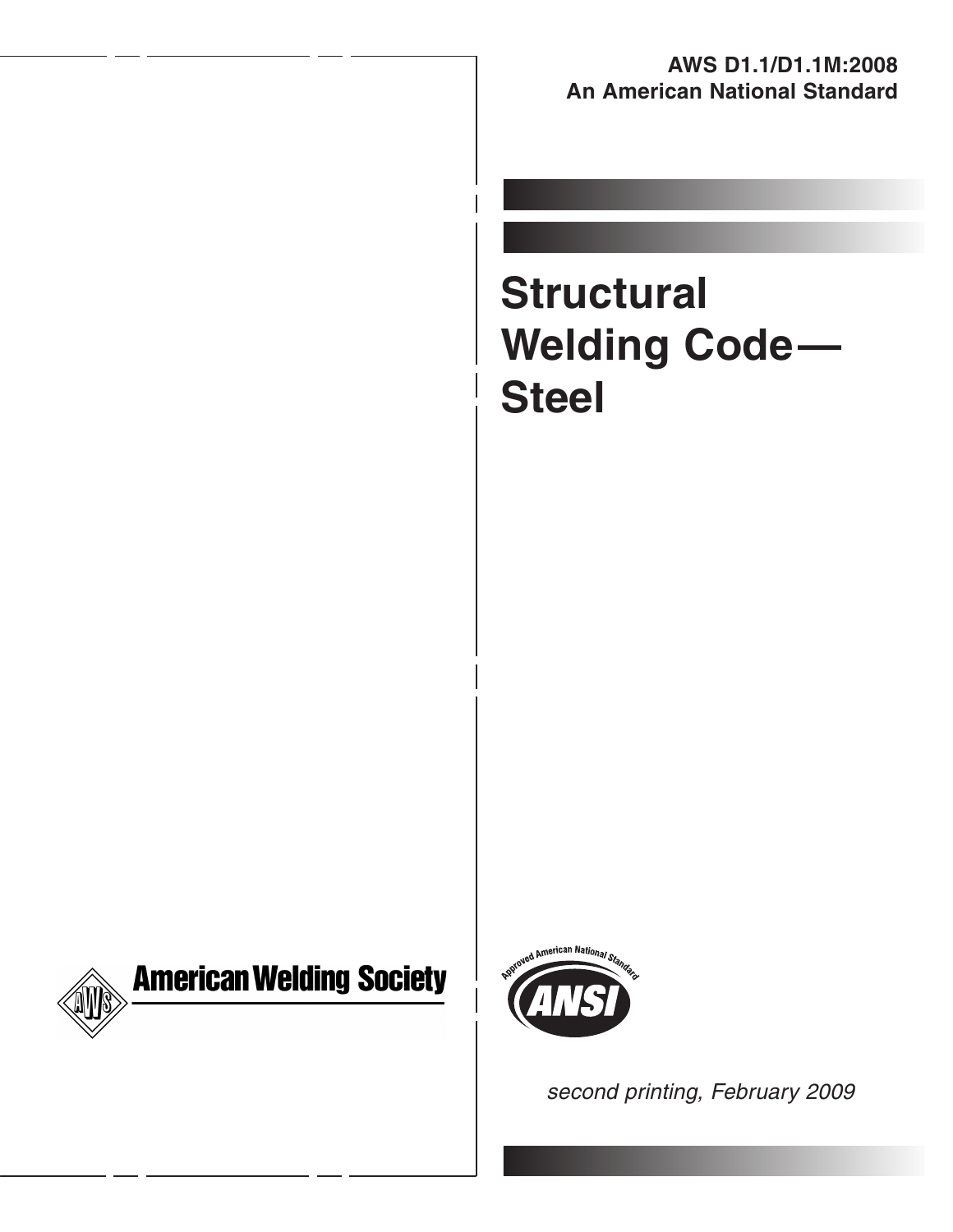**AWS D1.1/D1.1M:2008**
**An American National Standard**

# Structural Welding Code— Steel

American Welding Society

Approved American National Standard ANSI

*second printing, February 2009*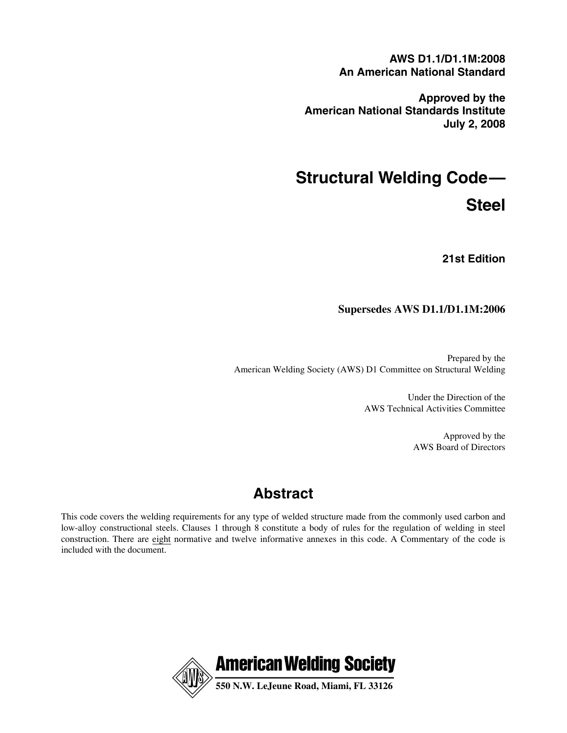**AWS D1.1/D1.1M:2008**
**An American National Standard**

**Approved by the**
**American National Standards Institute**
**July 2, 2008**

# Structural Welding Code— Steel

**21st Edition**

**Supersedes AWS D1.1/D1.1M:2006**

Prepared by the
American Welding Society (AWS) D1 Committee on Structural Welding

Under the Direction of the
AWS Technical Activities Committee

Approved by the
AWS Board of Directors

## Abstract

This code covers the welding requirements for any type of welded structure made from the commonly used carbon and low-alloy constructional steels. Clauses 1 through 8 constitute a body of rules for the regulation of welding in steel construction. There are <u>eight</u> normative and twelve informative annexes in this code. A Commentary of the code is included with the document.

**American Welding Society**
**550 N.W. LeJeune Road, Miami, FL 33126**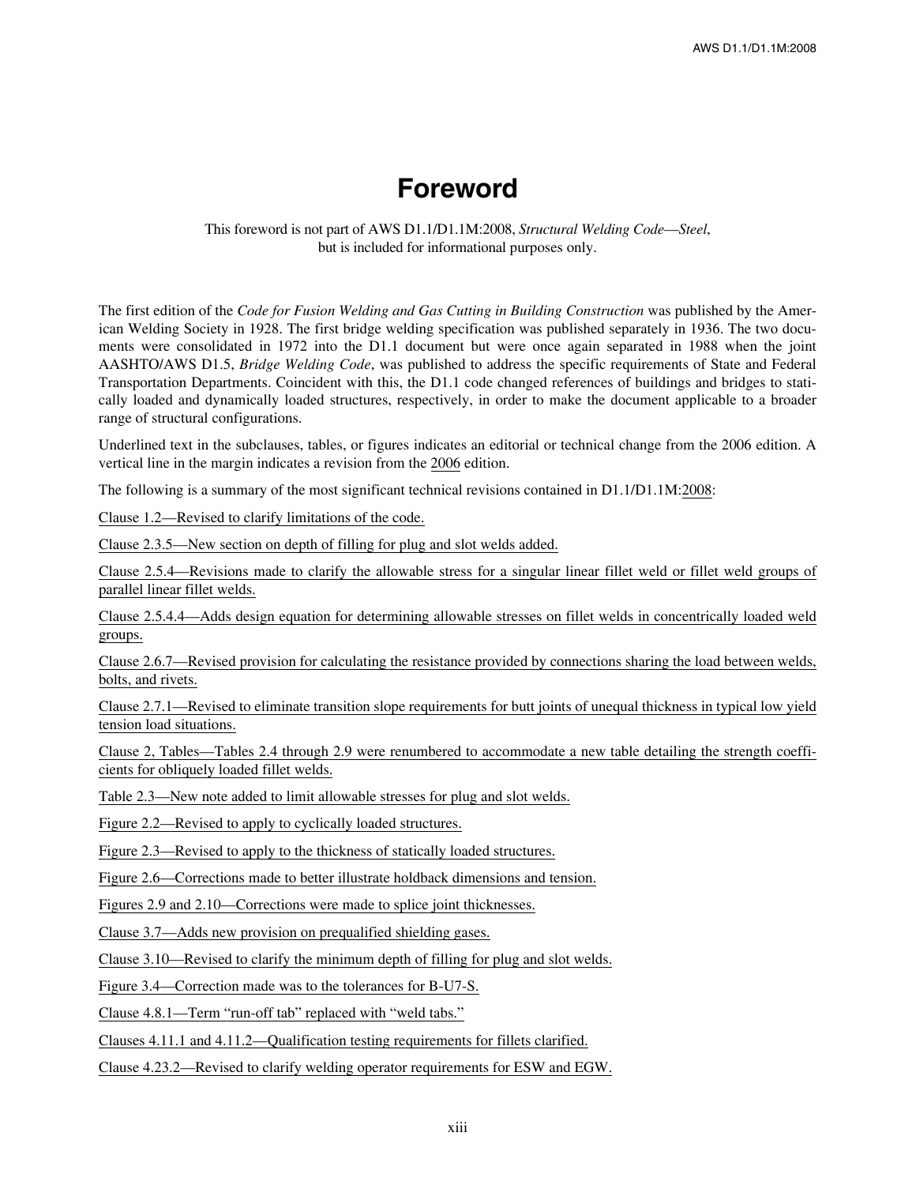# Foreword

This foreword is not part of AWS D1.1/D1.1M:2008, *Structural Welding Code—Steel*, but is included for informational purposes only.

The first edition of the *Code for Fusion Welding and Gas Cutting in Building Construction* was published by the American Welding Society in 1928. The first bridge welding specification was published separately in 1936. The two documents were consolidated in 1972 into the D1.1 document but were once again separated in 1988 when the joint AASHTO/AWS D1.5, *Bridge Welding Code*, was published to address the specific requirements of State and Federal Transportation Departments. Coincident with this, the D1.1 code changed references of buildings and bridges to statically loaded and dynamically loaded structures, respectively, in order to make the document applicable to a broader range of structural configurations.

Underlined text in the subclauses, tables, or figures indicates an editorial or technical change from the 2006 edition. A vertical line in the margin indicates a revision from the 2006 edition.

The following is a summary of the most significant technical revisions contained in D1.1/D1.1M:2008:

Clause 1.2—Revised to clarify limitations of the code.

Clause 2.3.5—New section on depth of filling for plug and slot welds added.

Clause 2.5.4—Revisions made to clarify the allowable stress for a singular linear fillet weld or fillet weld groups of parallel linear fillet welds.

Clause 2.5.4.4—Adds design equation for determining allowable stresses on fillet welds in concentrically loaded weld groups.

Clause 2.6.7—Revised provision for calculating the resistance provided by connections sharing the load between welds, bolts, and rivets.

Clause 2.7.1—Revised to eliminate transition slope requirements for butt joints of unequal thickness in typical low yield tension load situations.

Clause 2, Tables—Tables 2.4 through 2.9 were renumbered to accommodate a new table detailing the strength coefficients for obliquely loaded fillet welds.

Table 2.3—New note added to limit allowable stresses for plug and slot welds.

Figure 2.2—Revised to apply to cyclically loaded structures.

Figure 2.3—Revised to apply to the thickness of statically loaded structures.

Figure 2.6—Corrections made to better illustrate holdback dimensions and tension.

Figures 2.9 and 2.10—Corrections were made to splice joint thicknesses.

Clause 3.7—Adds new provision on prequalified shielding gases.

Clause 3.10—Revised to clarify the minimum depth of filling for plug and slot welds.

Figure 3.4—Correction made was to the tolerances for B-U7-S.

Clause 4.8.1—Term "run-off tab" replaced with "weld tabs."

Clauses 4.11.1 and 4.11.2—Qualification testing requirements for fillets clarified.

Clause 4.23.2—Revised to clarify welding operator requirements for ESW and EGW.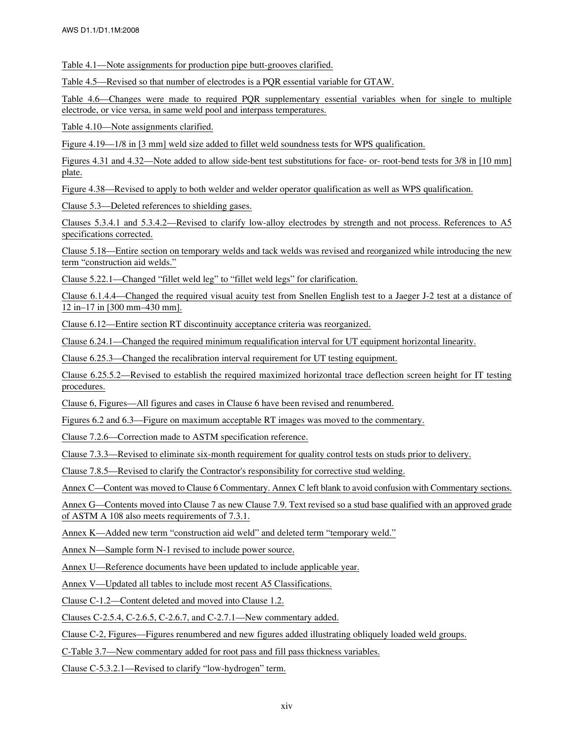Table 4.1—Note assignments for production pipe butt-grooves clarified.

Table 4.5—Revised so that number of electrodes is a PQR essential variable for GTAW.

Table 4.6—Changes were made to required PQR supplementary essential variables when for single to multiple electrode, or vice versa, in same weld pool and interpass temperatures.

Table 4.10—Note assignments clarified.

Figure 4.19—1/8 in [3 mm] weld size added to fillet weld soundness tests for WPS qualification.

Figures 4.31 and 4.32—Note added to allow side-bent test substitutions for face- or- root-bend tests for 3/8 in [10 mm] plate.

Figure 4.38—Revised to apply to both welder and welder operator qualification as well as WPS qualification.

Clause 5.3—Deleted references to shielding gases.

Clauses 5.3.4.1 and 5.3.4.2—Revised to clarify low-alloy electrodes by strength and not process. References to A5 specifications corrected.

Clause 5.18—Entire section on temporary welds and tack welds was revised and reorganized while introducing the new term "construction aid welds."

Clause 5.22.1—Changed "fillet weld leg" to "fillet weld legs" for clarification.

Clause 6.1.4.4—Changed the required visual acuity test from Snellen English test to a Jaeger J-2 test at a distance of 12 in–17 in [300 mm–430 mm].

Clause 6.12—Entire section RT discontinuity acceptance criteria was reorganized.

Clause 6.24.1—Changed the required minimum requalification interval for UT equipment horizontal linearity.

Clause 6.25.3—Changed the recalibration interval requirement for UT testing equipment.

Clause 6.25.5.2—Revised to establish the required maximized horizontal trace deflection screen height for IT testing procedures.

Clause 6, Figures—All figures and cases in Clause 6 have been revised and renumbered.

Figures 6.2 and 6.3—Figure on maximum acceptable RT images was moved to the commentary.

Clause 7.2.6—Correction made to ASTM specification reference.

Clause 7.3.3—Revised to eliminate six-month requirement for quality control tests on studs prior to delivery.

Clause 7.8.5—Revised to clarify the Contractor's responsibility for corrective stud welding.

Annex C—Content was moved to Clause 6 Commentary. Annex C left blank to avoid confusion with Commentary sections.

Annex G—Contents moved into Clause 7 as new Clause 7.9. Text revised so a stud base qualified with an approved grade of ASTM A 108 also meets requirements of 7.3.1.

Annex K—Added new term "construction aid weld" and deleted term "temporary weld."

Annex N—Sample form N-1 revised to include power source.

Annex U—Reference documents have been updated to include applicable year.

Annex V—Updated all tables to include most recent A5 Classifications.

Clause C-1.2—Content deleted and moved into Clause 1.2.

Clauses C-2.5.4, C-2.6.5, C-2.6.7, and C-2.7.1—New commentary added.

Clause C-2, Figures—Figures renumbered and new figures added illustrating obliquely loaded weld groups.

C-Table 3.7—New commentary added for root pass and fill pass thickness variables.

Clause C-5.3.2.1—Revised to clarify "low-hydrogen" term.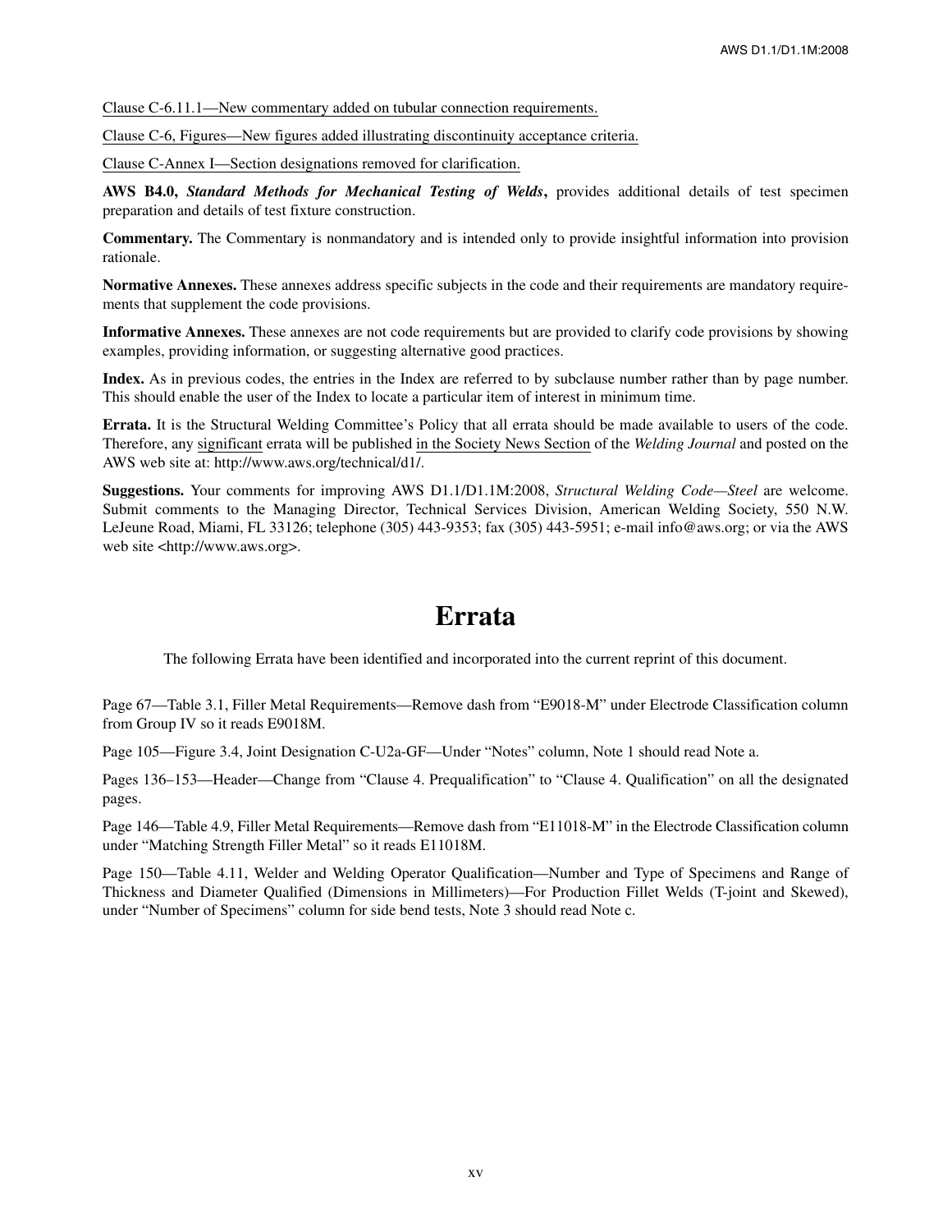Clause C-6.11.1—New commentary added on tubular connection requirements.

Clause C-6, Figures—New figures added illustrating discontinuity acceptance criteria.

Clause C-Annex I—Section designations removed for clarification.

**AWS B4.0, *Standard Methods for Mechanical Testing of Welds*,** provides additional details of test specimen preparation and details of test fixture construction.

**Commentary.** The Commentary is nonmandatory and is intended only to provide insightful information into provision rationale.

**Normative Annexes.** These annexes address specific subjects in the code and their requirements are mandatory requirements that supplement the code provisions.

**Informative Annexes.** These annexes are not code requirements but are provided to clarify code provisions by showing examples, providing information, or suggesting alternative good practices.

**Index.** As in previous codes, the entries in the Index are referred to by subclause number rather than by page number. This should enable the user of the Index to locate a particular item of interest in minimum time.

**Errata.** It is the Structural Welding Committee's Policy that all errata should be made available to users of the code. Therefore, any significant errata will be published in the Society News Section of the *Welding Journal* and posted on the AWS web site at: http://www.aws.org/technical/d1/.

**Suggestions.** Your comments for improving AWS D1.1/D1.1M:2008, *Structural Welding Code—Steel* are welcome. Submit comments to the Managing Director, Technical Services Division, American Welding Society, 550 N.W. LeJeune Road, Miami, FL 33126; telephone (305) 443-9353; fax (305) 443-5951; e-mail info@aws.org; or via the AWS web site <http://www.aws.org>.

# Errata

The following Errata have been identified and incorporated into the current reprint of this document.

Page 67—Table 3.1, Filler Metal Requirements—Remove dash from "E9018-M" under Electrode Classification column from Group IV so it reads E9018M.

Page 105—Figure 3.4, Joint Designation C-U2a-GF—Under "Notes" column, Note 1 should read Note a.

Pages 136–153—Header—Change from "Clause 4. Prequalification" to "Clause 4. Qualification" on all the designated pages.

Page 146—Table 4.9, Filler Metal Requirements—Remove dash from "E11018-M" in the Electrode Classification column under "Matching Strength Filler Metal" so it reads E11018M.

Page 150—Table 4.11, Welder and Welding Operator Qualification—Number and Type of Specimens and Range of Thickness and Diameter Qualified (Dimensions in Millimeters)—For Production Fillet Welds (T-joint and Skewed), under "Number of Specimens" column for side bend tests, Note 3 should read Note c.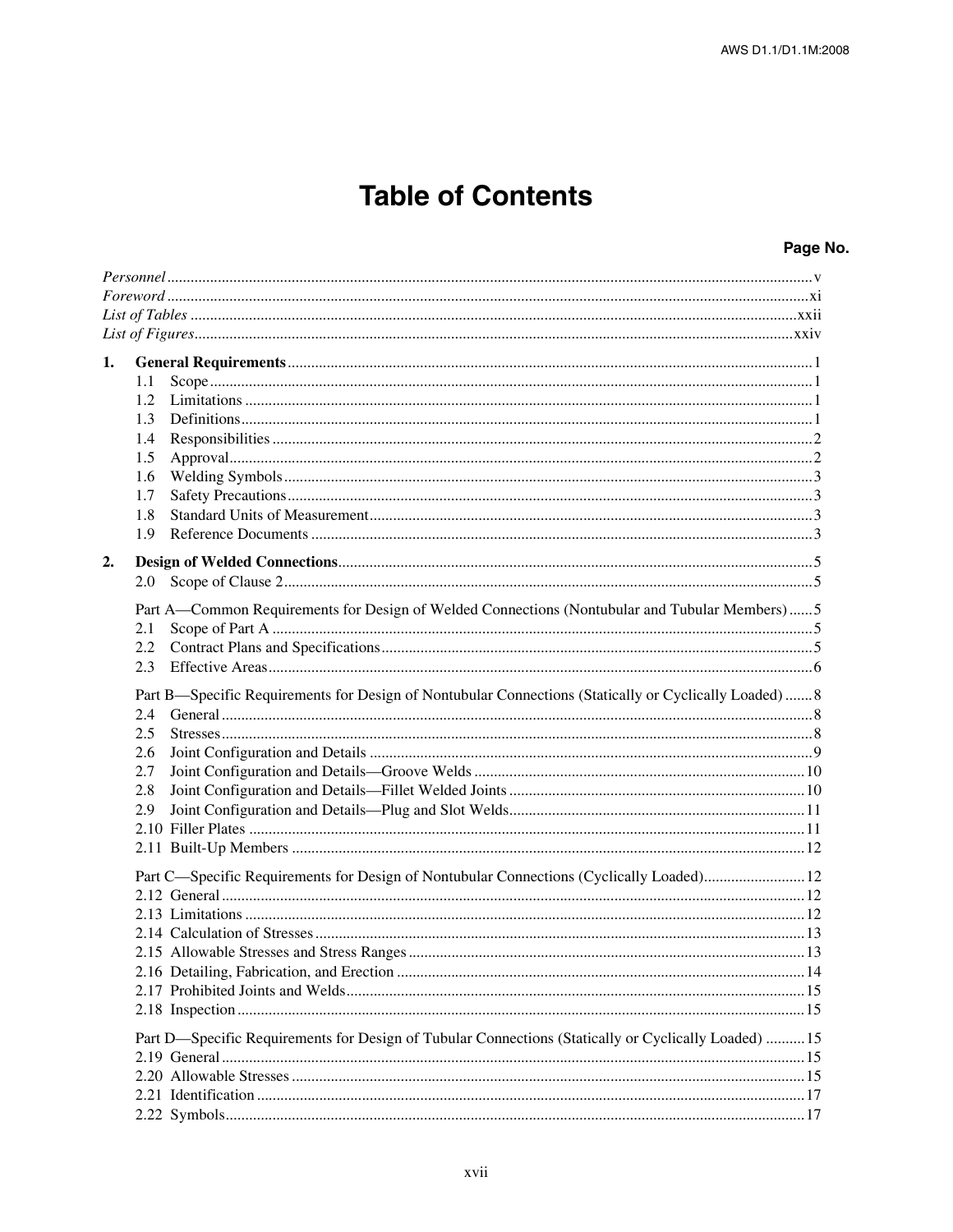# Table of Contents

**Page No.**

*Personnel* .......... v
*Foreword* .......... xi
*List of Tables* .......... xxii
*List of Figures* .......... xxiv

**1. General Requirements** .......... 1

- 1.1 Scope .......... 1
- 1.2 Limitations .......... 1
- 1.3 Definitions .......... 1
- 1.4 Responsibilities .......... 2
- 1.5 Approval .......... 2
- 1.6 Welding Symbols .......... 3
- 1.7 Safety Precautions .......... 3
- 1.8 Standard Units of Measurement .......... 3
- 1.9 Reference Documents .......... 3

**2. Design of Welded Connections** .......... 5

- 2.0 Scope of Clause 2 .......... 5

Part A—Common Requirements for Design of Welded Connections (Nontubular and Tubular Members) .......... 5

- 2.1 Scope of Part A .......... 5
- 2.2 Contract Plans and Specifications .......... 5
- 2.3 Effective Areas .......... 6

Part B—Specific Requirements for Design of Nontubular Connections (Statically or Cyclically Loaded) .......... 8

- 2.4 General .......... 8
- 2.5 Stresses .......... 8
- 2.6 Joint Configuration and Details .......... 9
- 2.7 Joint Configuration and Details—Groove Welds .......... 10
- 2.8 Joint Configuration and Details—Fillet Welded Joints .......... 10
- 2.9 Joint Configuration and Details—Plug and Slot Welds .......... 11
- 2.10 Filler Plates .......... 11
- 2.11 Built-Up Members .......... 12

Part C—Specific Requirements for Design of Nontubular Connections (Cyclically Loaded) .......... 12

- 2.12 General .......... 12
- 2.13 Limitations .......... 12
- 2.14 Calculation of Stresses .......... 13
- 2.15 Allowable Stresses and Stress Ranges .......... 13
- 2.16 Detailing, Fabrication, and Erection .......... 14
- 2.17 Prohibited Joints and Welds .......... 15
- 2.18 Inspection .......... 15

Part D—Specific Requirements for Design of Tubular Connections (Statically or Cyclically Loaded) .......... 15

- 2.19 General .......... 15
- 2.20 Allowable Stresses .......... 15
- 2.21 Identification .......... 17
- 2.22 Symbols .......... 17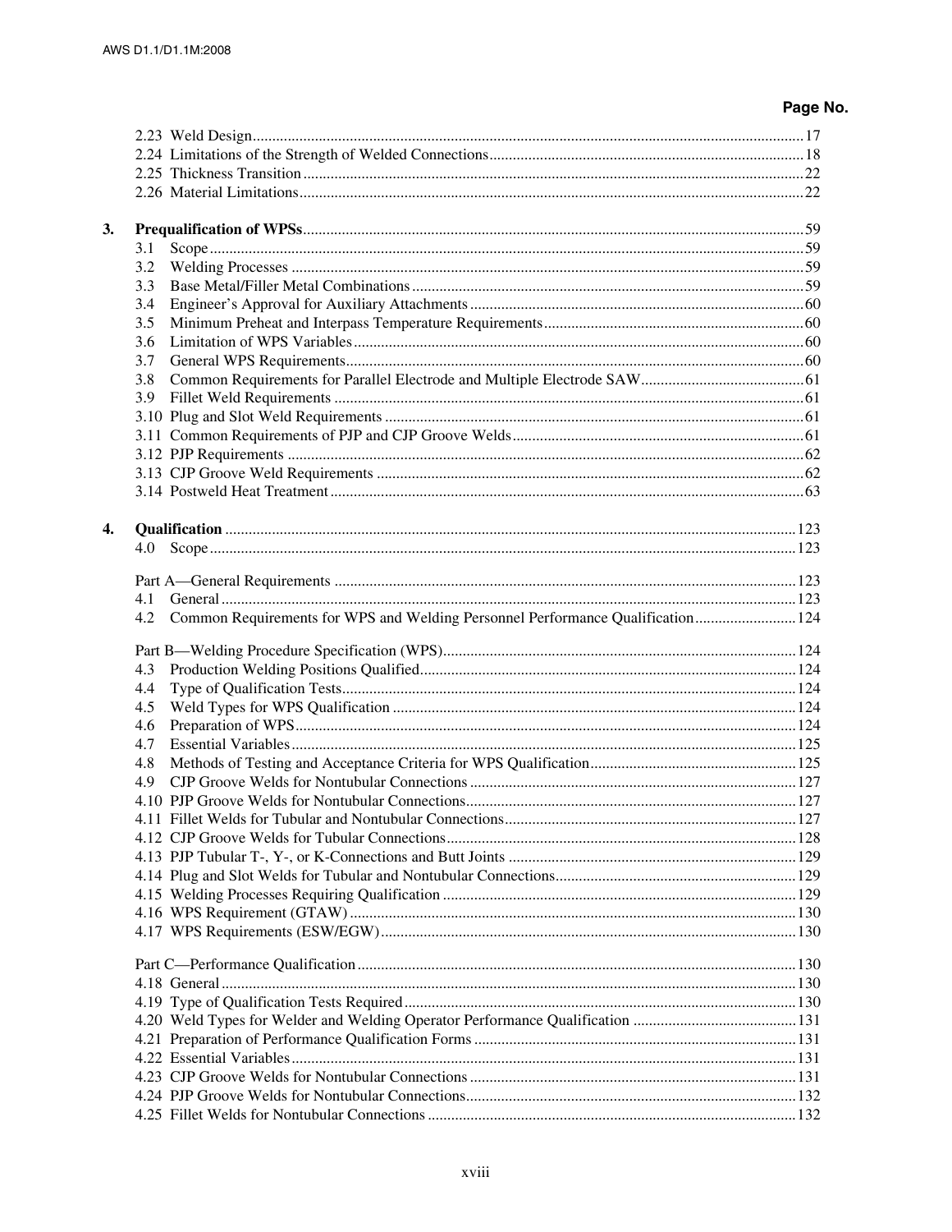Page No.

2.23 Weld Design ... 17
2.24 Limitations of the Strength of Welded Connections ... 18
2.25 Thickness Transition ... 22
2.26 Material Limitations ... 22

**3. Prequalification of WPSs** ... 59

3.1 Scope ... 59
3.2 Welding Processes ... 59
3.3 Base Metal/Filler Metal Combinations ... 59
3.4 Engineer's Approval for Auxiliary Attachments ... 60
3.5 Minimum Preheat and Interpass Temperature Requirements ... 60
3.6 Limitation of WPS Variables ... 60
3.7 General WPS Requirements ... 60
3.8 Common Requirements for Parallel Electrode and Multiple Electrode SAW ... 61
3.9 Fillet Weld Requirements ... 61
3.10 Plug and Slot Weld Requirements ... 61
3.11 Common Requirements of PJP and CJP Groove Welds ... 61
3.12 PJP Requirements ... 62
3.13 CJP Groove Weld Requirements ... 62
3.14 Postweld Heat Treatment ... 63

**4. Qualification** ... 123

4.0 Scope ... 123

Part A—General Requirements ... 123
4.1 General ... 123
4.2 Common Requirements for WPS and Welding Personnel Performance Qualification ... 124

Part B—Welding Procedure Specification (WPS) ... 124
4.3 Production Welding Positions Qualified ... 124
4.4 Type of Qualification Tests ... 124
4.5 Weld Types for WPS Qualification ... 124
4.6 Preparation of WPS ... 124
4.7 Essential Variables ... 125
4.8 Methods of Testing and Acceptance Criteria for WPS Qualification ... 125
4.9 CJP Groove Welds for Nontubular Connections ... 127
4.10 PJP Groove Welds for Nontubular Connections ... 127
4.11 Fillet Welds for Tubular and Nontubular Connections ... 127
4.12 CJP Groove Welds for Tubular Connections ... 128
4.13 PJP Tubular T-, Y-, or K-Connections and Butt Joints ... 129
4.14 Plug and Slot Welds for Tubular and Nontubular Connections ... 129
4.15 Welding Processes Requiring Qualification ... 129
4.16 WPS Requirement (GTAW) ... 130
4.17 WPS Requirements (ESW/EGW) ... 130

Part C—Performance Qualification ... 130
4.18 General ... 130
4.19 Type of Qualification Tests Required ... 130
4.20 Weld Types for Welder and Welding Operator Performance Qualification ... 131
4.21 Preparation of Performance Qualification Forms ... 131
4.22 Essential Variables ... 131
4.23 CJP Groove Welds for Nontubular Connections ... 131
4.24 PJP Groove Welds for Nontubular Connections ... 132
4.25 Fillet Welds for Nontubular Connections ... 132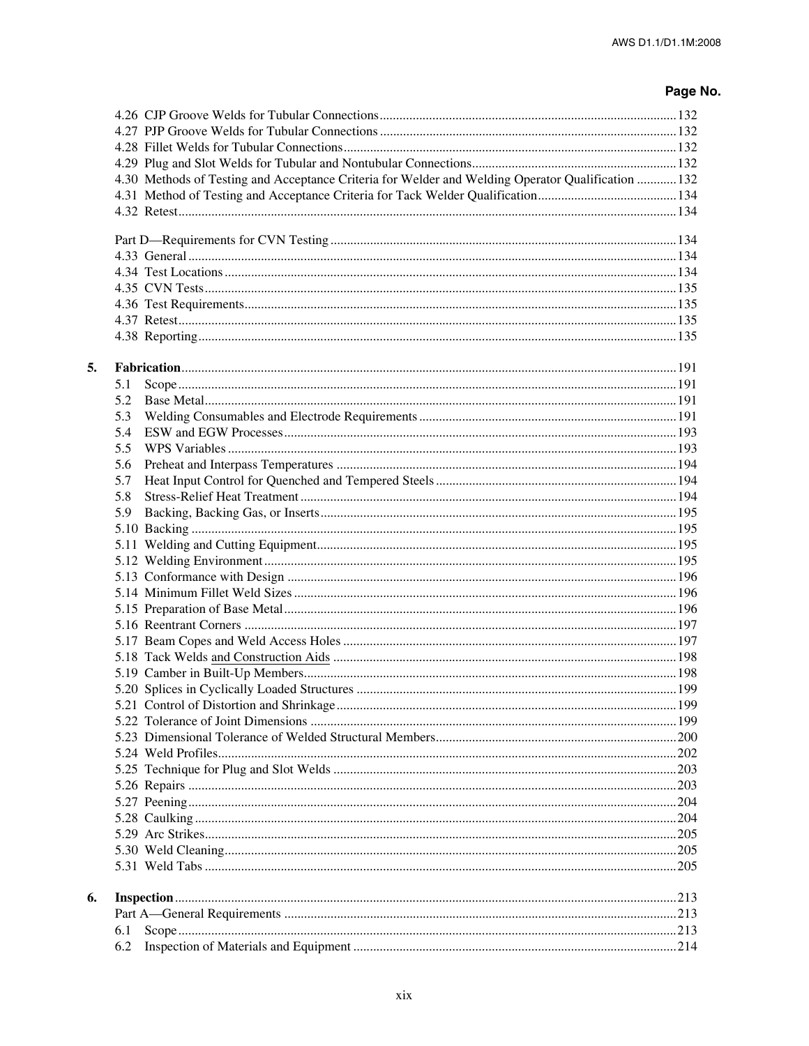Page No.

4.26 CJP Groove Welds for Tubular Connections ........ 132
4.27 PJP Groove Welds for Tubular Connections ........ 132
4.28 Fillet Welds for Tubular Connections ........ 132
4.29 Plug and Slot Welds for Tubular and Nontubular Connections ........ 132
4.30 Methods of Testing and Acceptance Criteria for Welder and Welding Operator Qualification ........ 132
4.31 Method of Testing and Acceptance Criteria for Tack Welder Qualification ........ 134
4.32 Retest ........ 134

Part D—Requirements for CVN Testing ........ 134
4.33 General ........ 134
4.34 Test Locations ........ 134
4.35 CVN Tests ........ 135
4.36 Test Requirements ........ 135
4.37 Retest ........ 135
4.38 Reporting ........ 135

**5. Fabrication** ........ 191
5.1 Scope ........ 191
5.2 Base Metal ........ 191
5.3 Welding Consumables and Electrode Requirements ........ 191
5.4 ESW and EGW Processes ........ 193
5.5 WPS Variables ........ 193
5.6 Preheat and Interpass Temperatures ........ 194
5.7 Heat Input Control for Quenched and Tempered Steels ........ 194
5.8 Stress-Relief Heat Treatment ........ 194
5.9 Backing, Backing Gas, or Inserts ........ 195
5.10 Backing ........ 195
5.11 Welding and Cutting Equipment ........ 195
5.12 Welding Environment ........ 195
5.13 Conformance with Design ........ 196
5.14 Minimum Fillet Weld Sizes ........ 196
5.15 Preparation of Base Metal ........ 196
5.16 Reentrant Corners ........ 197
5.17 Beam Copes and Weld Access Holes ........ 197
5.18 Tack Welds and Construction Aids ........ 198
5.19 Camber in Built-Up Members ........ 198
5.20 Splices in Cyclically Loaded Structures ........ 199
5.21 Control of Distortion and Shrinkage ........ 199
5.22 Tolerance of Joint Dimensions ........ 199
5.23 Dimensional Tolerance of Welded Structural Members ........ 200
5.24 Weld Profiles ........ 202
5.25 Technique for Plug and Slot Welds ........ 203
5.26 Repairs ........ 203
5.27 Peening ........ 204
5.28 Caulking ........ 204
5.29 Arc Strikes ........ 205
5.30 Weld Cleaning ........ 205
5.31 Weld Tabs ........ 205

**6. Inspection** ........ 213
Part A—General Requirements ........ 213
6.1 Scope ........ 213
6.2 Inspection of Materials and Equipment ........ 214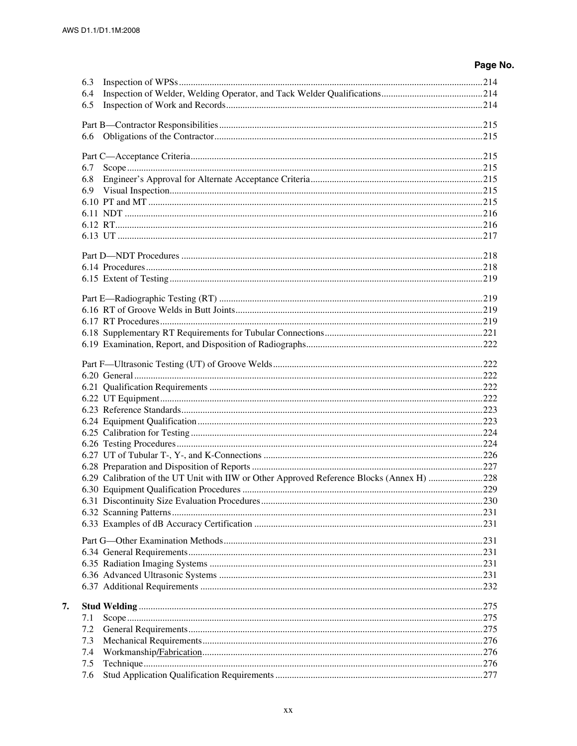Page No.

6.3 Inspection of WPSs ...........................................................................................................................214
6.4 Inspection of Welder, Welding Operator, and Tack Welder Qualifications...........................................214
6.5 Inspection of Work and Records............................................................................................................214

Part B—Contractor Responsibilities ..............................................................................................................215
6.6 Obligations of the Contractor.................................................................................................................215

Part C—Acceptance Criteria...........................................................................................................................215
6.7 Scope .......................................................................................................................................................215
6.8 Engineer's Approval for Alternate Acceptance Criteria.........................................................................215
6.9 Visual Inspection.....................................................................................................................................215
6.10 PT and MT ............................................................................................................................................215
6.11 NDT ......................................................................................................................................................216
6.12 RT..........................................................................................................................................................216
6.13 UT .........................................................................................................................................................217

Part D—NDT Procedures ..............................................................................................................................218
6.14 Procedures.............................................................................................................................................218
6.15 Extent of Testing...................................................................................................................................219

Part E—Radiographic Testing (RT) ..............................................................................................................219
6.16 RT of Groove Welds in Butt Joints........................................................................................................219
6.17 RT Procedures.......................................................................................................................................219
6.18 Supplementary RT Requirements for Tubular Connections..................................................................221
6.19 Examination, Report, and Disposition of Radiographs..........................................................................222

Part F—Ultrasonic Testing (UT) of Groove Welds........................................................................................222
6.20 General..................................................................................................................................................222
6.21 Qualification Requirements ..................................................................................................................222
6.22 UT Equipment.......................................................................................................................................222
6.23 Reference Standards..............................................................................................................................223
6.24 Equipment Qualification.......................................................................................................................223
6.25 Calibration for Testing..........................................................................................................................224
6.26 Testing Procedures................................................................................................................................224
6.27 UT of Tubular T-, Y-, and K-Connections ............................................................................................226
6.28 Preparation and Disposition of Reports ................................................................................................227
6.29 Calibration of the UT Unit with IIW or Other Approved Reference Blocks (Annex H) .......................228
6.30 Equipment Qualification Procedures ....................................................................................................229
6.31 Discontinuity Size Evaluation Procedures............................................................................................230
6.32 Scanning Patterns..................................................................................................................................231
6.33 Examples of dB Accuracy Certification ...............................................................................................231

Part G—Other Examination Methods............................................................................................................231
6.34 General Requirements...........................................................................................................................231
6.35 Radiation Imaging Systems ..................................................................................................................231
6.36 Advanced Ultrasonic Systems ..............................................................................................................231
6.37 Additional Requirements ......................................................................................................................232

**7. Stud Welding** ................................................................................................................................275
7.1 Scope .......................................................................................................................................................275
7.2 General Requirements.............................................................................................................................275
7.3 Mechanical Requirements.......................................................................................................................276
7.4 Workmanship/Fabrication.......................................................................................................................276
7.5 Technique................................................................................................................................................276
7.6 Stud Application Qualification Requirements ........................................................................................277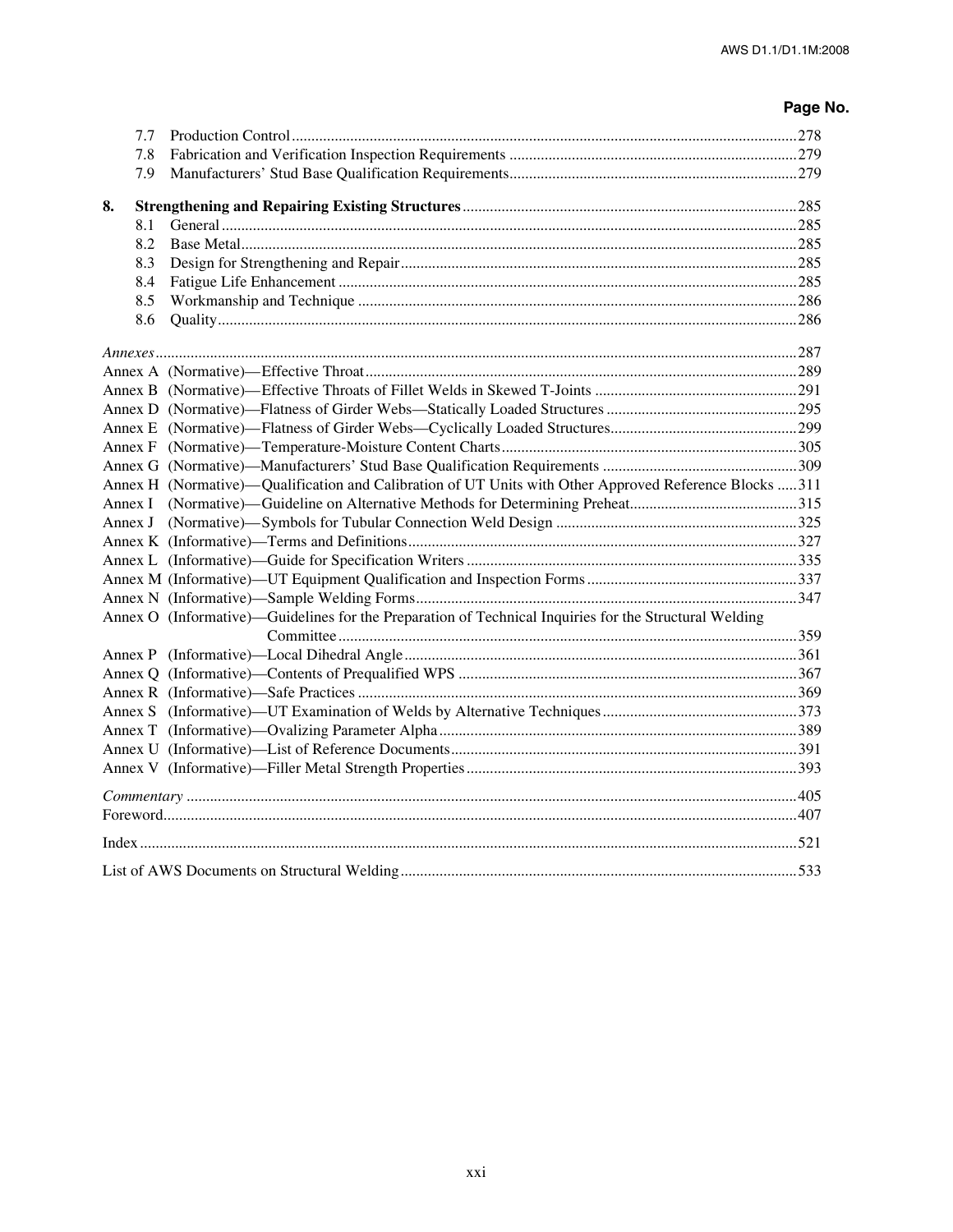Page No.

7.7 Production Control ....................................................................................................................................278
7.8 Fabrication and Verification Inspection Requirements .........................................................................279
7.9 Manufacturers' Stud Base Qualification Requirements.........................................................................279

**8. Strengthening and Repairing Existing Structures** ....................................................................................285
8.1 General ..................................................................................................................................................285
8.2 Base Metal.............................................................................................................................................285
8.3 Design for Strengthening and Repair....................................................................................................285
8.4 Fatigue Life Enhancement ....................................................................................................................285
8.5 Workmanship and Technique ...............................................................................................................286
8.6 Quality...................................................................................................................................................286

*Annexes*..................................................................................................................................................................287
Annex A (Normative)—Effective Throat.............................................................................................................289
Annex B (Normative)—Effective Throats of Fillet Welds in Skewed T-Joints ...................................................291
Annex D (Normative)—Flatness of Girder Webs—Statically Loaded Structures ................................................295
Annex E (Normative)—Flatness of Girder Webs—Cyclically Loaded Structures................................................299
Annex F (Normative)—Temperature-Moisture Content Charts...........................................................................305
Annex G (Normative)—Manufacturers' Stud Base Qualification Requirements .................................................309
Annex H (Normative)—Qualification and Calibration of UT Units with Other Approved Reference Blocks .....311
Annex I (Normative)—Guideline on Alternative Methods for Determining Preheat...........................................315
Annex J (Normative)—Symbols for Tubular Connection Weld Design .............................................................325
Annex K (Informative)—Terms and Definitions...................................................................................................327
Annex L (Informative)—Guide for Specification Writers ....................................................................................335
Annex M (Informative)—UT Equipment Qualification and Inspection Forms .....................................................337
Annex N (Informative)—Sample Welding Forms.................................................................................................347
Annex O (Informative)—Guidelines for the Preparation of Technical Inquiries for the Structural Welding Committee ....................................................................................................................359
Annex P (Informative)—Local Dihedral Angle....................................................................................................361
Annex Q (Informative)—Contents of Prequalified WPS ......................................................................................367
Annex R (Informative)—Safe Practices ...............................................................................................................369
Annex S (Informative)—UT Examination of Welds by Alternative Techniques.................................................373
Annex T (Informative)—Ovalizing Parameter Alpha...........................................................................................389
Annex U (Informative)—List of Reference Documents........................................................................................391
Annex V (Informative)—Filler Metal Strength Properties....................................................................................393

*Commentary* ..........................................................................................................................................................405
Foreword................................................................................................................................................................407

Index .......................................................................................................................................................................521

List of AWS Documents on Structural Welding.....................................................................................................533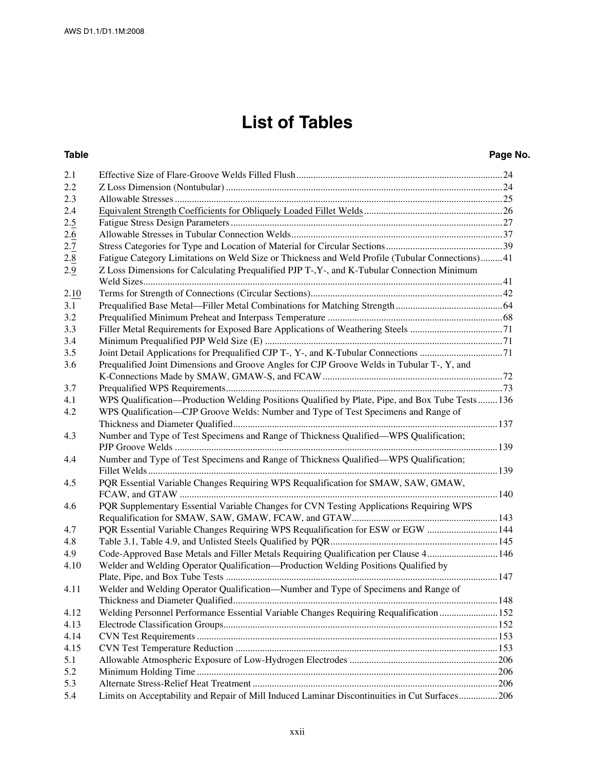# List of Tables

| Table | | Page No. |
|---|---|---|
| 2.1 | Effective Size of Flare-Groove Welds Filled Flush | 24 |
| 2.2 | Z Loss Dimension (Nontubular) | 24 |
| 2.3 | Allowable Stresses | 25 |
| 2.4 | Equivalent Strength Coefficients for Obliquely Loaded Fillet Welds | 26 |
| 2.5 | Fatigue Stress Design Parameters | 27 |
| 2.6 | Allowable Stresses in Tubular Connection Welds | 37 |
| 2.7 | Stress Categories for Type and Location of Material for Circular Sections | 39 |
| 2.8 | Fatigue Category Limitations on Weld Size or Thickness and Weld Profile (Tubular Connections) | 41 |
| 2.9 | Z Loss Dimensions for Calculating Prequalified PJP T-,Y-, and K-Tubular Connection Minimum Weld Sizes | 41 |
| 2.10 | Terms for Strength of Connections (Circular Sections) | 42 |
| 3.1 | Prequalified Base Metal—Filler Metal Combinations for Matching Strength | 64 |
| 3.2 | Prequalified Minimum Preheat and Interpass Temperature | 68 |
| 3.3 | Filler Metal Requirements for Exposed Bare Applications of Weathering Steels | 71 |
| 3.4 | Minimum Prequalified PJP Weld Size (E) | 71 |
| 3.5 | Joint Detail Applications for Prequalified CJP T-, Y-, and K-Tubular Connections | 71 |
| 3.6 | Prequalified Joint Dimensions and Groove Angles for CJP Groove Welds in Tubular T-, Y, and K-Connections Made by SMAW, GMAW-S, and FCAW | 72 |
| 3.7 | Prequalified WPS Requirements | 73 |
| 4.1 | WPS Qualification—Production Welding Positions Qualified by Plate, Pipe, and Box Tube Tests | 136 |
| 4.2 | WPS Qualification—CJP Groove Welds: Number and Type of Test Specimens and Range of Thickness and Diameter Qualified | 137 |
| 4.3 | Number and Type of Test Specimens and Range of Thickness Qualified—WPS Qualification; PJP Groove Welds | 139 |
| 4.4 | Number and Type of Test Specimens and Range of Thickness Qualified—WPS Qualification; Fillet Welds | 139 |
| 4.5 | PQR Essential Variable Changes Requiring WPS Requalification for SMAW, SAW, GMAW, FCAW, and GTAW | 140 |
| 4.6 | PQR Supplementary Essential Variable Changes for CVN Testing Applications Requiring WPS Requalification for SMAW, SAW, GMAW, FCAW, and GTAW | 143 |
| 4.7 | PQR Essential Variable Changes Requiring WPS Requalification for ESW or EGW | 144 |
| 4.8 | Table 3.1, Table 4.9, and Unlisted Steels Qualified by PQR | 145 |
| 4.9 | Code-Approved Base Metals and Filler Metals Requiring Qualification per Clause 4 | 146 |
| 4.10 | Welder and Welding Operator Qualification—Production Welding Positions Qualified by Plate, Pipe, and Box Tube Tests | 147 |
| 4.11 | Welder and Welding Operator Qualification—Number and Type of Specimens and Range of Thickness and Diameter Qualified | 148 |
| 4.12 | Welding Personnel Performance Essential Variable Changes Requiring Requalification | 152 |
| 4.13 | Electrode Classification Groups | 152 |
| 4.14 | CVN Test Requirements | 153 |
| 4.15 | CVN Test Temperature Reduction | 153 |
| 5.1 | Allowable Atmospheric Exposure of Low-Hydrogen Electrodes | 206 |
| 5.2 | Minimum Holding Time | 206 |
| 5.3 | Alternate Stress-Relief Heat Treatment | 206 |
| 5.4 | Limits on Acceptability and Repair of Mill Induced Laminar Discontinuities in Cut Surfaces | 206 |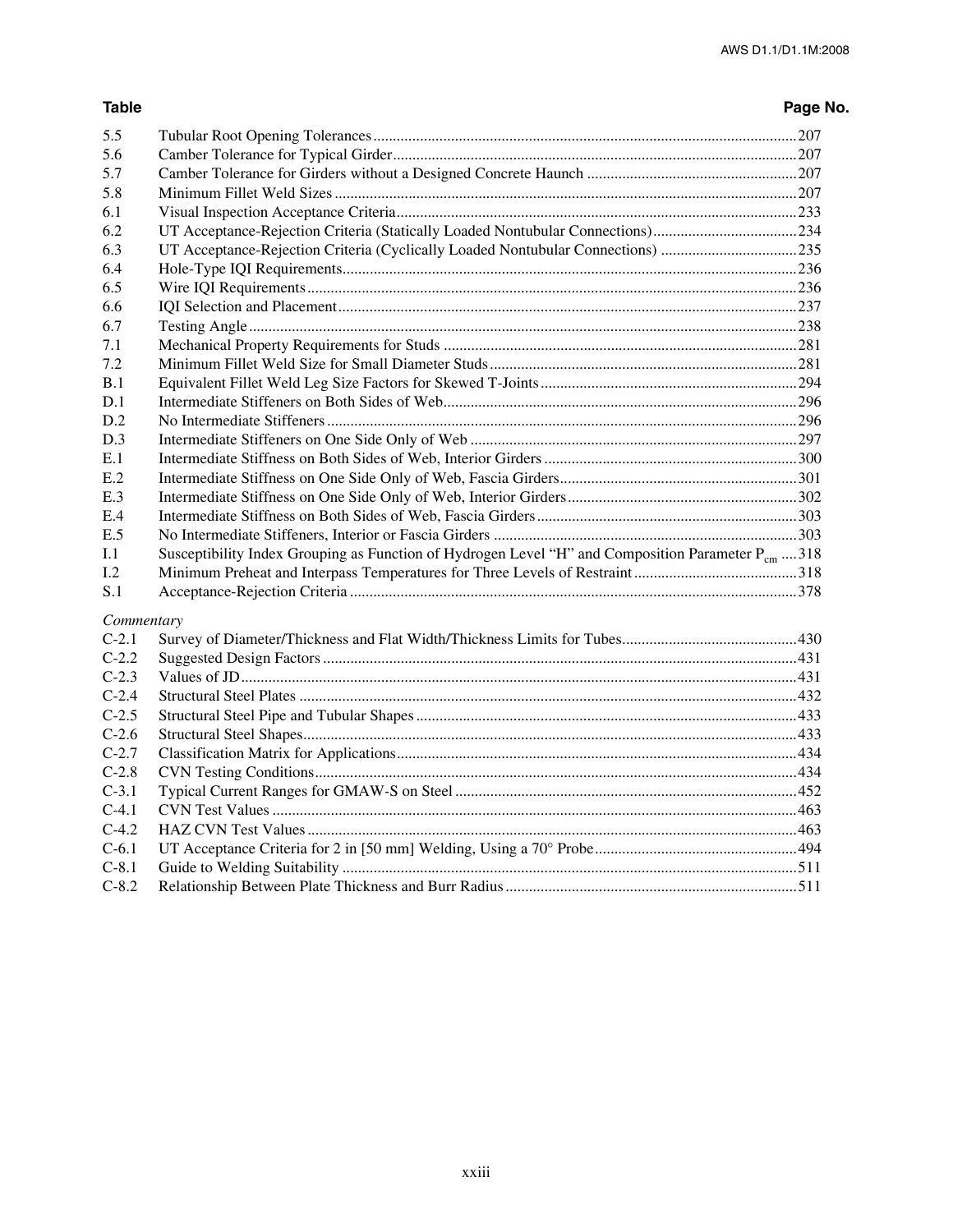| Table | | Page No. |
|---|---|---|
| 5.5 | Tubular Root Opening Tolerances | 207 |
| 5.6 | Camber Tolerance for Typical Girder | 207 |
| 5.7 | Camber Tolerance for Girders without a Designed Concrete Haunch | 207 |
| 5.8 | Minimum Fillet Weld Sizes | 207 |
| 6.1 | Visual Inspection Acceptance Criteria | 233 |
| 6.2 | UT Acceptance-Rejection Criteria (Statically Loaded Nontubular Connections) | 234 |
| 6.3 | UT Acceptance-Rejection Criteria (Cyclically Loaded Nontubular Connections) | 235 |
| 6.4 | Hole-Type IQI Requirements | 236 |
| 6.5 | Wire IQI Requirements | 236 |
| 6.6 | IQI Selection and Placement | 237 |
| 6.7 | Testing Angle | 238 |
| 7.1 | Mechanical Property Requirements for Studs | 281 |
| 7.2 | Minimum Fillet Weld Size for Small Diameter Studs | 281 |
| B.1 | Equivalent Fillet Weld Leg Size Factors for Skewed T-Joints | 294 |
| D.1 | Intermediate Stiffeners on Both Sides of Web | 296 |
| D.2 | No Intermediate Stiffeners | 296 |
| D.3 | Intermediate Stiffeners on One Side Only of Web | 297 |
| E.1 | Intermediate Stiffness on Both Sides of Web, Interior Girders | 300 |
| E.2 | Intermediate Stiffness on One Side Only of Web, Fascia Girders | 301 |
| E.3 | Intermediate Stiffness on One Side Only of Web, Interior Girders | 302 |
| E.4 | Intermediate Stiffness on Both Sides of Web, Fascia Girders | 303 |
| E.5 | No Intermediate Stiffeners, Interior or Fascia Girders | 303 |
| I.1 | Susceptibility Index Grouping as Function of Hydrogen Level "H" and Composition Parameter $P_{cm}$ | 318 |
| I.2 | Minimum Preheat and Interpass Temperatures for Three Levels of Restraint | 318 |
| S.1 | Acceptance-Rejection Criteria | 378 |
| *Commentary* | | |
| C-2.1 | Survey of Diameter/Thickness and Flat Width/Thickness Limits for Tubes | 430 |
| C-2.2 | Suggested Design Factors | 431 |
| C-2.3 | Values of JD | 431 |
| C-2.4 | Structural Steel Plates | 432 |
| C-2.5 | Structural Steel Pipe and Tubular Shapes | 433 |
| C-2.6 | Structural Steel Shapes | 433 |
| C-2.7 | Classification Matrix for Applications | 434 |
| C-2.8 | CVN Testing Conditions | 434 |
| C-3.1 | Typical Current Ranges for GMAW-S on Steel | 452 |
| C-4.1 | CVN Test Values | 463 |
| C-4.2 | HAZ CVN Test Values | 463 |
| C-6.1 | UT Acceptance Criteria for 2 in [50 mm] Welding, Using a 70° Probe | 494 |
| C-8.1 | Guide to Welding Suitability | 511 |
| C-8.2 | Relationship Between Plate Thickness and Burr Radius | 511 |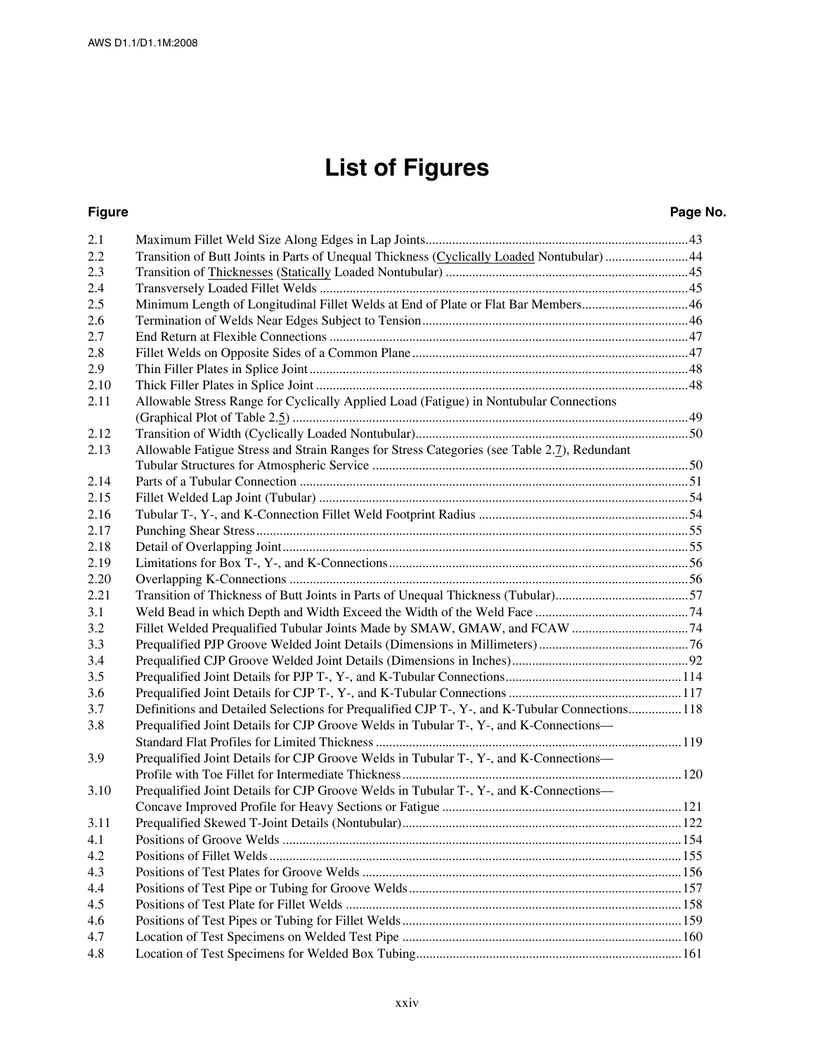# List of Figures

| Figure | | Page No. |
|---|---|---|
| 2.1 | Maximum Fillet Weld Size Along Edges in Lap Joints | 43 |
| 2.2 | Transition of Butt Joints in Parts of Unequal Thickness (Cyclically Loaded Nontubular) | 44 |
| 2.3 | Transition of Thicknesses (Statically Loaded Nontubular) | 45 |
| 2.4 | Transversely Loaded Fillet Welds | 45 |
| 2.5 | Minimum Length of Longitudinal Fillet Welds at End of Plate or Flat Bar Members | 46 |
| 2.6 | Termination of Welds Near Edges Subject to Tension | 46 |
| 2.7 | End Return at Flexible Connections | 47 |
| 2.8 | Fillet Welds on Opposite Sides of a Common Plane | 47 |
| 2.9 | Thin Filler Plates in Splice Joint | 48 |
| 2.10 | Thick Filler Plates in Splice Joint | 48 |
| 2.11 | Allowable Stress Range for Cyclically Applied Load (Fatigue) in Nontubular Connections (Graphical Plot of Table 2.5) | 49 |
| 2.12 | Transition of Width (Cyclically Loaded Nontubular) | 50 |
| 2.13 | Allowable Fatigue Stress and Strain Ranges for Stress Categories (see Table 2.7), Redundant Tubular Structures for Atmospheric Service | 50 |
| 2.14 | Parts of a Tubular Connection | 51 |
| 2.15 | Fillet Welded Lap Joint (Tubular) | 54 |
| 2.16 | Tubular T-, Y-, and K-Connection Fillet Weld Footprint Radius | 54 |
| 2.17 | Punching Shear Stress | 55 |
| 2.18 | Detail of Overlapping Joint | 55 |
| 2.19 | Limitations for Box T-, Y-, and K-Connections | 56 |
| 2.20 | Overlapping K-Connections | 56 |
| 2.21 | Transition of Thickness of Butt Joints in Parts of Unequal Thickness (Tubular) | 57 |
| 3.1 | Weld Bead in which Depth and Width Exceed the Width of the Weld Face | 74 |
| 3.2 | Fillet Welded Prequalified Tubular Joints Made by SMAW, GMAW, and FCAW | 74 |
| 3.3 | Prequalified PJP Groove Welded Joint Details (Dimensions in Millimeters) | 76 |
| 3.4 | Prequalified CJP Groove Welded Joint Details (Dimensions in Inches) | 92 |
| 3.5 | Prequalified Joint Details for PJP T-, Y-, and K-Tubular Connections | 114 |
| 3.6 | Prequalified Joint Details for CJP T-, Y-, and K-Tubular Connections | 117 |
| 3.7 | Definitions and Detailed Selections for Prequalified CJP T-, Y-, and K-Tubular Connections | 118 |
| 3.8 | Prequalified Joint Details for CJP Groove Welds in Tubular T-, Y-, and K-Connections—Standard Flat Profiles for Limited Thickness | 119 |
| 3.9 | Prequalified Joint Details for CJP Groove Welds in Tubular T-, Y-, and K-Connections—Profile with Toe Fillet for Intermediate Thickness | 120 |
| 3.10 | Prequalified Joint Details for CJP Groove Welds in Tubular T-, Y-, and K-Connections—Concave Improved Profile for Heavy Sections or Fatigue | 121 |
| 3.11 | Prequalified Skewed T-Joint Details (Nontubular) | 122 |
| 4.1 | Positions of Groove Welds | 154 |
| 4.2 | Positions of Fillet Welds | 155 |
| 4.3 | Positions of Test Plates for Groove Welds | 156 |
| 4.4 | Positions of Test Pipe or Tubing for Groove Welds | 157 |
| 4.5 | Positions of Test Plate for Fillet Welds | 158 |
| 4.6 | Positions of Test Pipes or Tubing for Fillet Welds | 159 |
| 4.7 | Location of Test Specimens on Welded Test Pipe | 160 |
| 4.8 | Location of Test Specimens for Welded Box Tubing | 161 |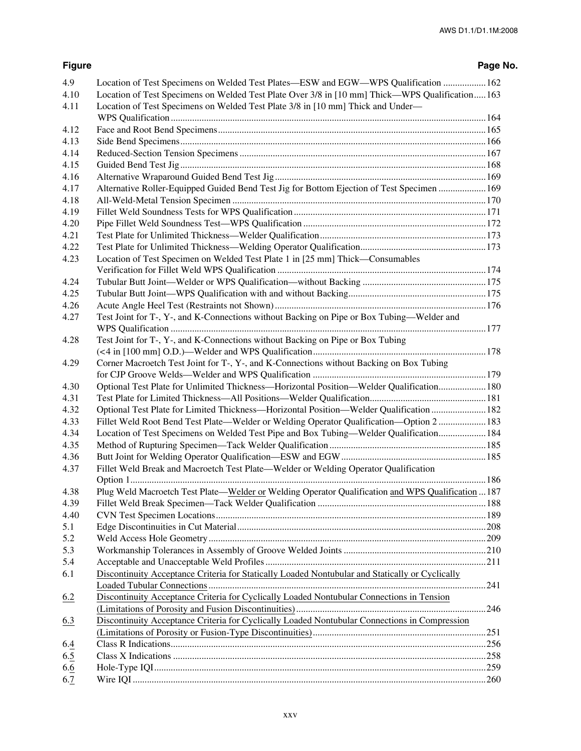| Figure | | Page No. |
|---|---|---|
| 4.9 | Location of Test Specimens on Welded Test Plates—ESW and EGW—WPS Qualification | 162 |
| 4.10 | Location of Test Specimens on Welded Test Plate Over 3/8 in [10 mm] Thick—WPS Qualification | 163 |
| 4.11 | Location of Test Specimens on Welded Test Plate 3/8 in [10 mm] Thick and Under—WPS Qualification | 164 |
| 4.12 | Face and Root Bend Specimens | 165 |
| 4.13 | Side Bend Specimens | 166 |
| 4.14 | Reduced-Section Tension Specimens | 167 |
| 4.15 | Guided Bend Test Jig | 168 |
| 4.16 | Alternative Wraparound Guided Bend Test Jig | 169 |
| 4.17 | Alternative Roller-Equipped Guided Bend Test Jig for Bottom Ejection of Test Specimen | 169 |
| 4.18 | All-Weld-Metal Tension Specimen | 170 |
| 4.19 | Fillet Weld Soundness Tests for WPS Qualification | 171 |
| 4.20 | Pipe Fillet Weld Soundness Test—WPS Qualification | 172 |
| 4.21 | Test Plate for Unlimited Thickness—Welder Qualification | 173 |
| 4.22 | Test Plate for Unlimited Thickness—Welding Operator Qualification | 173 |
| 4.23 | Location of Test Specimen on Welded Test Plate 1 in [25 mm] Thick—Consumables Verification for Fillet Weld WPS Qualification | 174 |
| 4.24 | Tubular Butt Joint—Welder or WPS Qualification—without Backing | 175 |
| 4.25 | Tubular Butt Joint—WPS Qualification with and without Backing | 175 |
| 4.26 | Acute Angle Heel Test (Restraints not Shown) | 176 |
| 4.27 | Test Joint for T-, Y-, and K-Connections without Backing on Pipe or Box Tubing—Welder and WPS Qualification | 177 |
| 4.28 | Test Joint for T-, Y-, and K-Connections without Backing on Pipe or Box Tubing (<4 in [100 mm] O.D.)—Welder and WPS Qualification | 178 |
| 4.29 | Corner Macroetch Test Joint for T-, Y-, and K-Connections without Backing on Box Tubing for CJP Groove Welds—Welder and WPS Qualification | 179 |
| 4.30 | Optional Test Plate for Unlimited Thickness—Horizontal Position—Welder Qualification | 180 |
| 4.31 | Test Plate for Limited Thickness—All Positions—Welder Qualification | 181 |
| 4.32 | Optional Test Plate for Limited Thickness—Horizontal Position—Welder Qualification | 182 |
| 4.33 | Fillet Weld Root Bend Test Plate—Welder or Welding Operator Qualification—Option 2 | 183 |
| 4.34 | Location of Test Specimens on Welded Test Pipe and Box Tubing—Welder Qualification | 184 |
| 4.35 | Method of Rupturing Specimen—Tack Welder Qualification | 185 |
| 4.36 | Butt Joint for Welding Operator Qualification—ESW and EGW | 185 |
| 4.37 | Fillet Weld Break and Macroetch Test Plate—Welder or Welding Operator Qualification Option 1 | 186 |
| 4.38 | Plug Weld Macroetch Test Plate—Welder or Welding Operator Qualification and WPS Qualification | 187 |
| 4.39 | Fillet Weld Break Specimen—Tack Welder Qualification | 188 |
| 4.40 | CVN Test Specimen Locations | 189 |
| 5.1 | Edge Discontinuities in Cut Material | 208 |
| 5.2 | Weld Access Hole Geometry | 209 |
| 5.3 | Workmanship Tolerances in Assembly of Groove Welded Joints | 210 |
| 5.4 | Acceptable and Unacceptable Weld Profiles | 211 |
| 6.1 | Discontinuity Acceptance Criteria for Statically Loaded Nontubular and Statically or Cyclically Loaded Tubular Connections | 241 |
| 6.2 | Discontinuity Acceptance Criteria for Cyclically Loaded Nontubular Connections in Tension (Limitations of Porosity and Fusion Discontinuities) | 246 |
| 6.3 | Discontinuity Acceptance Criteria for Cyclically Loaded Nontubular Connections in Compression (Limitations of Porosity or Fusion-Type Discontinuities) | 251 |
| 6.4 | Class R Indications | 256 |
| 6.5 | Class X Indications | 258 |
| 6.6 | Hole-Type IQI | 259 |
| 6.7 | Wire IQI | 260 |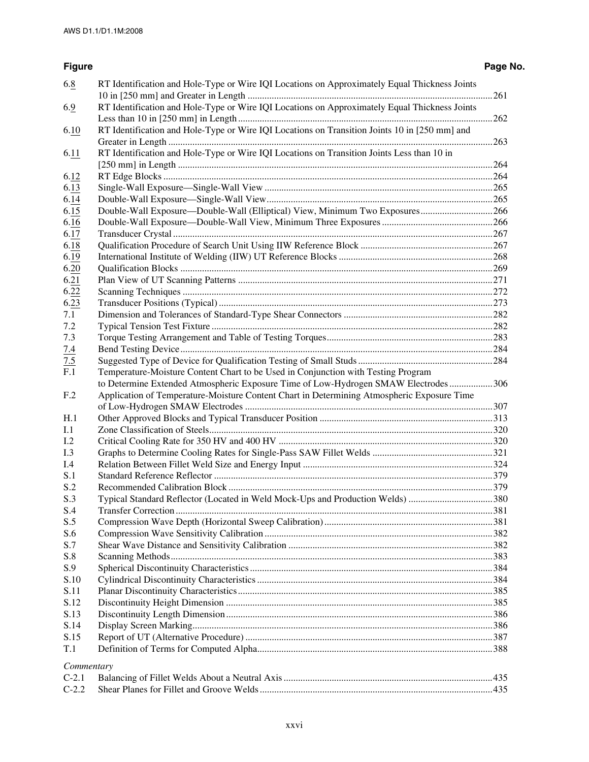| Figure | | Page No. |
|---|---|---|
| 6.8 | RT Identification and Hole-Type or Wire IQI Locations on Approximately Equal Thickness Joints 10 in [250 mm] and Greater in Length | 261 |
| 6.9 | RT Identification and Hole-Type or Wire IQI Locations on Approximately Equal Thickness Joints Less than 10 in [250 mm] in Length | 262 |
| 6.10 | RT Identification and Hole-Type or Wire IQI Locations on Transition Joints 10 in [250 mm] and Greater in Length | 263 |
| 6.11 | RT Identification and Hole-Type or Wire IQI Locations on Transition Joints Less than 10 in [250 mm] in Length | 264 |
| 6.12 | RT Edge Blocks | 264 |
| 6.13 | Single-Wall Exposure—Single-Wall View | 265 |
| 6.14 | Double-Wall Exposure—Single-Wall View | 265 |
| 6.15 | Double-Wall Exposure—Double-Wall (Elliptical) View, Minimum Two Exposures | 266 |
| 6.16 | Double-Wall Exposure—Double-Wall View, Minimum Three Exposures | 266 |
| 6.17 | Transducer Crystal | 267 |
| 6.18 | Qualification Procedure of Search Unit Using IIW Reference Block | 267 |
| 6.19 | International Institute of Welding (IIW) UT Reference Blocks | 268 |
| 6.20 | Qualification Blocks | 269 |
| 6.21 | Plan View of UT Scanning Patterns | 271 |
| 6.22 | Scanning Techniques | 272 |
| 6.23 | Transducer Positions (Typical) | 273 |
| 7.1 | Dimension and Tolerances of Standard-Type Shear Connectors | 282 |
| 7.2 | Typical Tension Test Fixture | 282 |
| 7.3 | Torque Testing Arrangement and Table of Testing Torques | 283 |
| 7.4 | Bend Testing Device | 284 |
| 7.5 | Suggested Type of Device for Qualification Testing of Small Studs | 284 |
| F.1 | Temperature-Moisture Content Chart to be Used in Conjunction with Testing Program to Determine Extended Atmospheric Exposure Time of Low-Hydrogen SMAW Electrodes | 306 |
| F.2 | Application of Temperature-Moisture Content Chart in Determining Atmospheric Exposure Time of Low-Hydrogen SMAW Electrodes | 307 |
| H.1 | Other Approved Blocks and Typical Transducer Position | 313 |
| I.1 | Zone Classification of Steels | 320 |
| I.2 | Critical Cooling Rate for 350 HV and 400 HV | 320 |
| I.3 | Graphs to Determine Cooling Rates for Single-Pass SAW Fillet Welds | 321 |
| I.4 | Relation Between Fillet Weld Size and Energy Input | 324 |
| S.1 | Standard Reference Reflector | 379 |
| S.2 | Recommended Calibration Block | 379 |
| S.3 | Typical Standard Reflector (Located in Weld Mock-Ups and Production Welds) | 380 |
| S.4 | Transfer Correction | 381 |
| S.5 | Compression Wave Depth (Horizontal Sweep Calibration) | 381 |
| S.6 | Compression Wave Sensitivity Calibration | 382 |
| S.7 | Shear Wave Distance and Sensitivity Calibration | 382 |
| S.8 | Scanning Methods | 383 |
| S.9 | Spherical Discontinuity Characteristics | 384 |
| S.10 | Cylindrical Discontinuity Characteristics | 384 |
| S.11 | Planar Discontinuity Characteristics | 385 |
| S.12 | Discontinuity Height Dimension | 385 |
| S.13 | Discontinuity Length Dimension | 386 |
| S.14 | Display Screen Marking | 386 |
| S.15 | Report of UT (Alternative Procedure) | 387 |
| T.1 | Definition of Terms for Computed Alpha | 388 |
| *Commentary* | | |
| C-2.1 | Balancing of Fillet Welds About a Neutral Axis | 435 |
| C-2.2 | Shear Planes for Fillet and Groove Welds | 435 |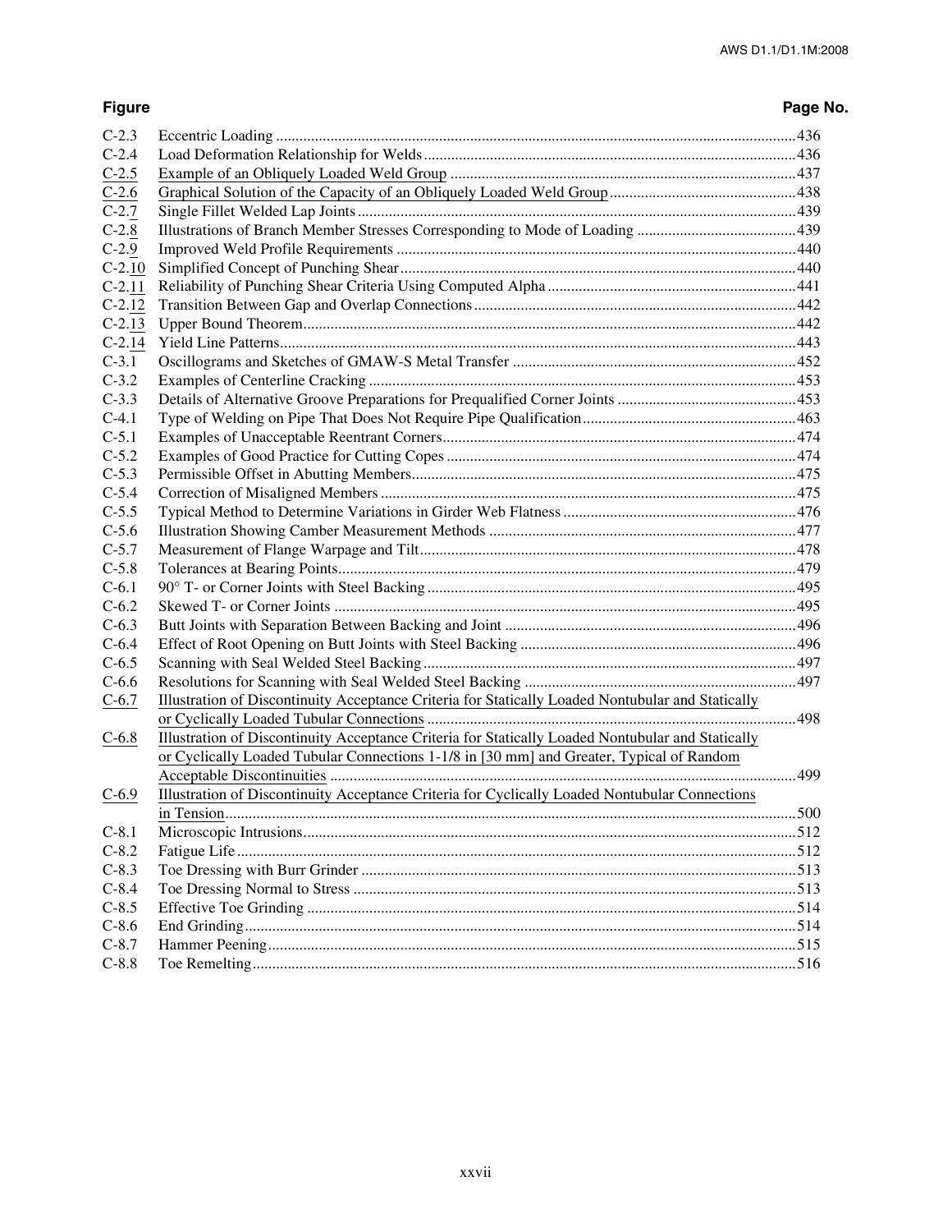| Figure | | Page No. |
|---|---|---|
| C-2.3 | Eccentric Loading | 436 |
| C-2.4 | Load Deformation Relationship for Welds | 436 |
| C-2.5 | Example of an Obliquely Loaded Weld Group | 437 |
| C-2.6 | Graphical Solution of the Capacity of an Obliquely Loaded Weld Group | 438 |
| C-2.7 | Single Fillet Welded Lap Joints | 439 |
| C-2.8 | Illustrations of Branch Member Stresses Corresponding to Mode of Loading | 439 |
| C-2.9 | Improved Weld Profile Requirements | 440 |
| C-2.10 | Simplified Concept of Punching Shear | 440 |
| C-2.11 | Reliability of Punching Shear Criteria Using Computed Alpha | 441 |
| C-2.12 | Transition Between Gap and Overlap Connections | 442 |
| C-2.13 | Upper Bound Theorem | 442 |
| C-2.14 | Yield Line Patterns | 443 |
| C-3.1 | Oscillograms and Sketches of GMAW-S Metal Transfer | 452 |
| C-3.2 | Examples of Centerline Cracking | 453 |
| C-3.3 | Details of Alternative Groove Preparations for Prequalified Corner Joints | 453 |
| C-4.1 | Type of Welding on Pipe That Does Not Require Pipe Qualification | 463 |
| C-5.1 | Examples of Unacceptable Reentrant Corners | 474 |
| C-5.2 | Examples of Good Practice for Cutting Copes | 474 |
| C-5.3 | Permissible Offset in Abutting Members | 475 |
| C-5.4 | Correction of Misaligned Members | 475 |
| C-5.5 | Typical Method to Determine Variations in Girder Web Flatness | 476 |
| C-5.6 | Illustration Showing Camber Measurement Methods | 477 |
| C-5.7 | Measurement of Flange Warpage and Tilt | 478 |
| C-5.8 | Tolerances at Bearing Points | 479 |
| C-6.1 | 90° T- or Corner Joints with Steel Backing | 495 |
| C-6.2 | Skewed T- or Corner Joints | 495 |
| C-6.3 | Butt Joints with Separation Between Backing and Joint | 496 |
| C-6.4 | Effect of Root Opening on Butt Joints with Steel Backing | 496 |
| C-6.5 | Scanning with Seal Welded Steel Backing | 497 |
| C-6.6 | Resolutions for Scanning with Seal Welded Steel Backing | 497 |
| C-6.7 | Illustration of Discontinuity Acceptance Criteria for Statically Loaded Nontubular and Statically or Cyclically Loaded Tubular Connections | 498 |
| C-6.8 | Illustration of Discontinuity Acceptance Criteria for Statically Loaded Nontubular and Statically or Cyclically Loaded Tubular Connections 1-1/8 in [30 mm] and Greater, Typical of Random Acceptable Discontinuities | 499 |
| C-6.9 | Illustration of Discontinuity Acceptance Criteria for Cyclically Loaded Nontubular Connections in Tension | 500 |
| C-8.1 | Microscopic Intrusions | 512 |
| C-8.2 | Fatigue Life | 512 |
| C-8.3 | Toe Dressing with Burr Grinder | 513 |
| C-8.4 | Toe Dressing Normal to Stress | 513 |
| C-8.5 | Effective Toe Grinding | 514 |
| C-8.6 | End Grinding | 514 |
| C-8.7 | Hammer Peening | 515 |
| C-8.8 | Toe Remelting | 516 |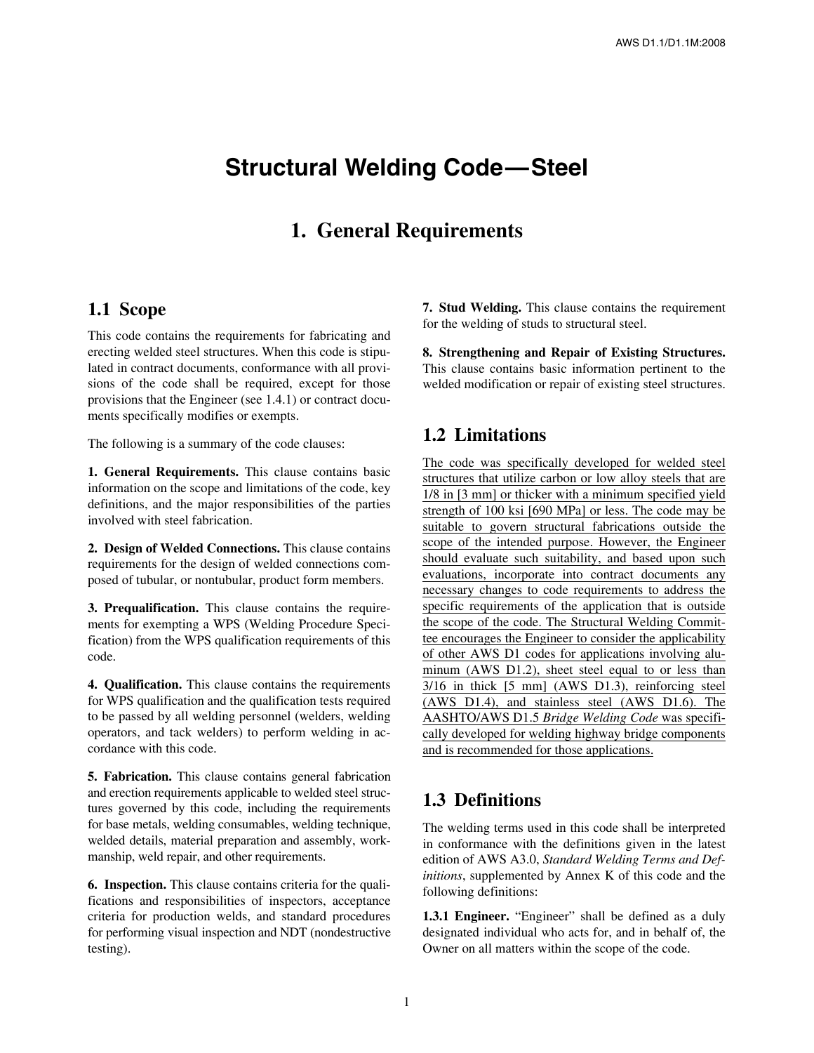# Structural Welding Code—Steel

## 1. General Requirements

### 1.1 Scope

This code contains the requirements for fabricating and erecting welded steel structures. When this code is stipulated in contract documents, conformance with all provisions of the code shall be required, except for those provisions that the Engineer (see 1.4.1) or contract documents specifically modifies or exempts.

The following is a summary of the code clauses:

**1. General Requirements.** This clause contains basic information on the scope and limitations of the code, key definitions, and the major responsibilities of the parties involved with steel fabrication.

**2. Design of Welded Connections.** This clause contains requirements for the design of welded connections composed of tubular, or nontubular, product form members.

**3. Prequalification.** This clause contains the requirements for exempting a WPS (Welding Procedure Specification) from the WPS qualification requirements of this code.

**4. Qualification.** This clause contains the requirements for WPS qualification and the qualification tests required to be passed by all welding personnel (welders, welding operators, and tack welders) to perform welding in accordance with this code.

**5. Fabrication.** This clause contains general fabrication and erection requirements applicable to welded steel structures governed by this code, including the requirements for base metals, welding consumables, welding technique, welded details, material preparation and assembly, workmanship, weld repair, and other requirements.

**6. Inspection.** This clause contains criteria for the qualifications and responsibilities of inspectors, acceptance criteria for production welds, and standard procedures for performing visual inspection and NDT (nondestructive testing).

**7. Stud Welding.** This clause contains the requirement for the welding of studs to structural steel.

**8. Strengthening and Repair of Existing Structures.** This clause contains basic information pertinent to the welded modification or repair of existing steel structures.

### 1.2 Limitations

The code was specifically developed for welded steel structures that utilize carbon or low alloy steels that are 1/8 in [3 mm] or thicker with a minimum specified yield strength of 100 ksi [690 MPa] or less. The code may be suitable to govern structural fabrications outside the scope of the intended purpose. However, the Engineer should evaluate such suitability, and based upon such evaluations, incorporate into contract documents any necessary changes to code requirements to address the specific requirements of the application that is outside the scope of the code. The Structural Welding Committee encourages the Engineer to consider the applicability of other AWS D1 codes for applications involving aluminum (AWS D1.2), sheet steel equal to or less than 3/16 in thick [5 mm] (AWS D1.3), reinforcing steel (AWS D1.4), and stainless steel (AWS D1.6). The AASHTO/AWS D1.5 *Bridge Welding Code* was specifically developed for welding highway bridge components and is recommended for those applications.

### 1.3 Definitions

The welding terms used in this code shall be interpreted in conformance with the definitions given in the latest edition of AWS A3.0, *Standard Welding Terms and Definitions*, supplemented by Annex K of this code and the following definitions:

**1.3.1 Engineer.** "Engineer" shall be defined as a duly designated individual who acts for, and in behalf of, the Owner on all matters within the scope of the code.